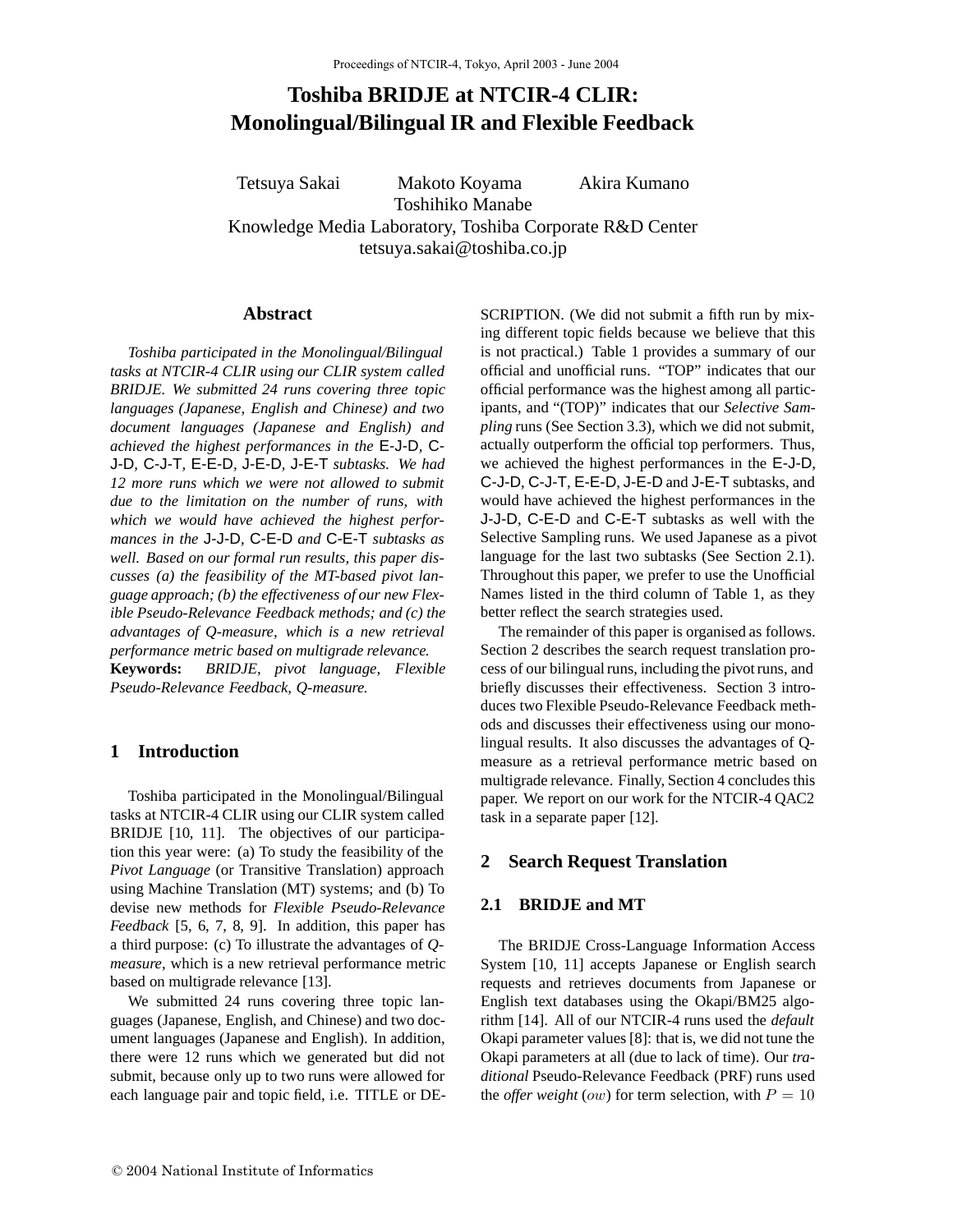# Toshiba BRIDJE at NTCIR-4 CLIR: Monolingual/Bilingual IR and Flexible Feedback

Tetsuya Sakai Makoto Koyama Akira Kumano
Toshihiko Manabe
Knowledge Media Laboratory, Toshiba Corporate R&D Center
tetsuya.sakai@toshiba.co.jp

## Abstract

*Toshiba participated in the Monolingual/Bilingual tasks at NTCIR-4 CLIR using our CLIR system called BRIDJE. We submitted 24 runs covering three topic languages (Japanese, English and Chinese) and two document languages (Japanese and English) and achieved the highest performances in the* E-J-D, C-J-D, C-J-T, E-E-D, J-E-D, J-E-T *subtasks. We had 12 more runs which we were not allowed to submit due to the limitation on the number of runs, with which we would have achieved the highest performances in the* J-J-D, C-E-D *and* C-E-T *subtasks as well. Based on our formal run results, this paper discusses (a) the feasibility of the MT-based pivot language approach; (b) the effectiveness of our new Flexible Pseudo-Relevance Feedback methods; and (c) the advantages of Q-measure, which is a new retrieval performance metric based on multigrade relevance.*

**Keywords:** *BRIDJE, pivot language, Flexible Pseudo-Relevance Feedback, Q-measure.*

## 1 Introduction

Toshiba participated in the Monolingual/Bilingual tasks at NTCIR-4 CLIR using our CLIR system called BRIDJE [10, 11]. The objectives of our participation this year were: (a) To study the feasibility of the *Pivot Language* (or Transitive Translation) approach using Machine Translation (MT) systems; and (b) To devise new methods for *Flexible Pseudo-Relevance Feedback* [5, 6, 7, 8, 9]. In addition, this paper has a third purpose: (c) To illustrate the advantages of *Q-measure*, which is a new retrieval performance metric based on multigrade relevance [13].

We submitted 24 runs covering three topic languages (Japanese, English, and Chinese) and two document languages (Japanese and English). In addition, there were 12 runs which we generated but did not submit, because only up to two runs were allowed for each language pair and topic field, i.e. TITLE or DESCRIPTION. (We did not submit a fifth run by mixing different topic fields because we believe that this is not practical.) Table 1 provides a summary of our official and unofficial runs. "TOP" indicates that our official performance was the highest among all participants, and "(TOP)" indicates that our *Selective Sampling* runs (See Section 3.3), which we did not submit, actually outperform the official top performers. Thus, we achieved the highest performances in the E-J-D, C-J-D, C-J-T, E-E-D, J-E-D and J-E-T subtasks, and would have achieved the highest performances in the J-J-D, C-E-D and C-E-T subtasks as well with the Selective Sampling runs. We used Japanese as a pivot language for the last two subtasks (See Section 2.1). Throughout this paper, we prefer to use the Unofficial Names listed in the third column of Table 1, as they better reflect the search strategies used.

The remainder of this paper is organised as follows. Section 2 describes the search request translation process of our bilingual runs, including the pivot runs, and briefly discusses their effectiveness. Section 3 introduces two Flexible Pseudo-Relevance Feedback methods and discusses their effectiveness using our monolingual results. It also discusses the advantages of Q-measure as a retrieval performance metric based on multigrade relevance. Finally, Section 4 concludes this paper. We report on our work for the NTCIR-4 QAC2 task in a separate paper [12].

## 2 Search Request Translation

### 2.1 BRIDJE and MT

The BRIDJE Cross-Language Information Access System [10, 11] accepts Japanese or English search requests and retrieves documents from Japanese or English text databases using the Okapi/BM25 algorithm [14]. All of our NTCIR-4 runs used the *default* Okapi parameter values [8]: that is, we did not tune the Okapi parameters at all (due to lack of time). Our *traditional* Pseudo-Relevance Feedback (PRF) runs used the *offer weight* ($ow$) for term selection, with $P = 10$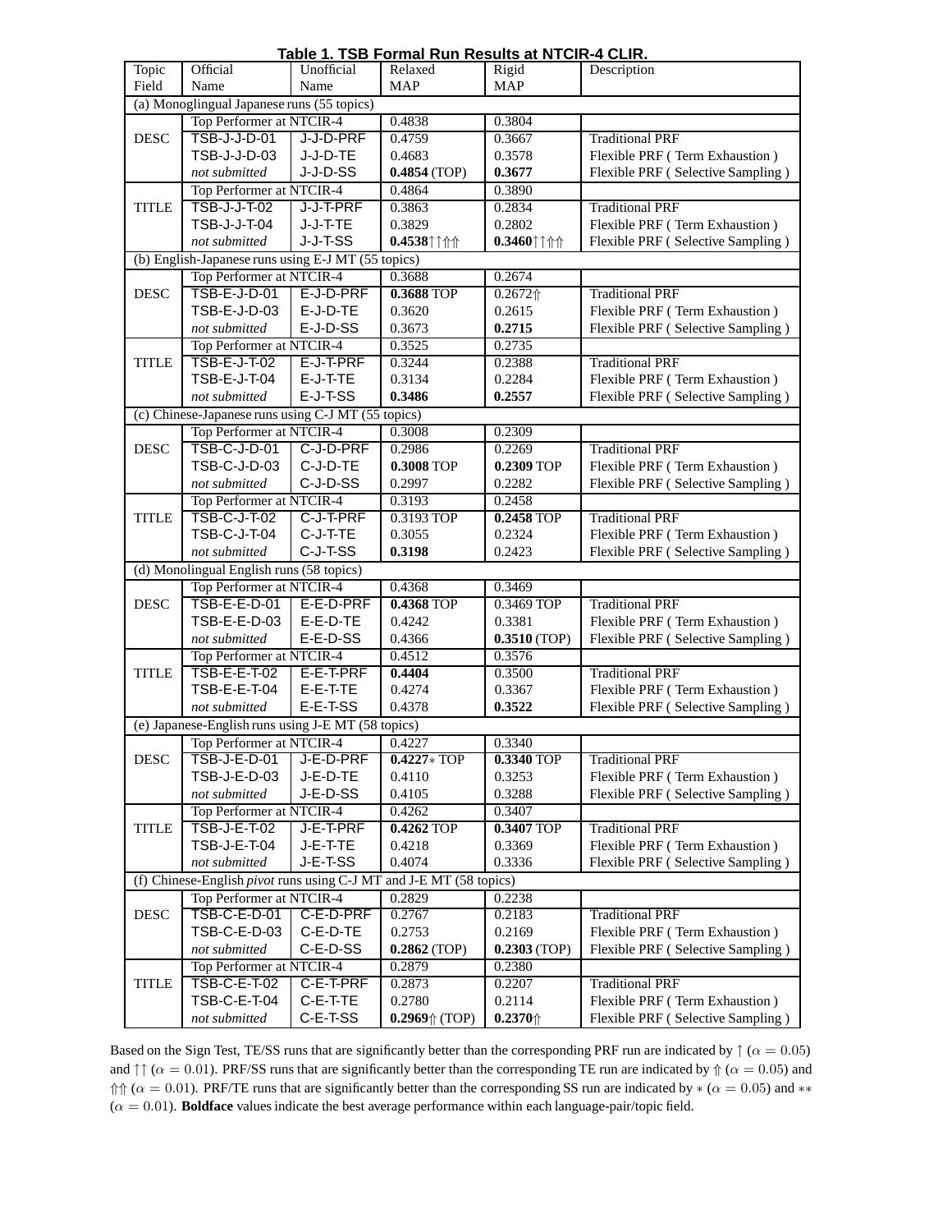**Table 1. TSB Formal Run Results at NTCIR-4 CLIR.**

| Topic Field | Official Name | Unofficial Name | Relaxed MAP | Rigid MAP | Description |
|---|---|---|---|---|---|
| (a) Monoglingual Japanese runs (55 topics) | | | | | |
| | Top Performer at NTCIR-4 | | 0.4838 | 0.3804 | |
| DESC | TSB-J-J-D-01 | J-J-D-PRF | 0.4759 | 0.3667 | Traditional PRF |
| | TSB-J-J-D-03 | J-J-D-TE | 0.4683 | 0.3578 | Flexible PRF ( Term Exhaustion ) |
| | *not submitted* | J-J-D-SS | **0.4854** (TOP) | **0.3677** | Flexible PRF ( Selective Sampling ) |
| | Top Performer at NTCIR-4 | | 0.4864 | 0.3890 | |
| TITLE | TSB-J-J-T-02 | J-J-T-PRF | 0.3863 | 0.2834 | Traditional PRF |
| | TSB-J-J-T-04 | J-J-T-TE | 0.3829 | 0.2802 | Flexible PRF ( Term Exhaustion ) |
| | *not submitted* | J-J-T-SS | **0.4538**$\uparrow\uparrow\Uparrow\Uparrow$ | **0.3460**$\uparrow\uparrow\Uparrow\Uparrow$ | Flexible PRF ( Selective Sampling ) |
| (b) English-Japanese runs using E-J MT (55 topics) | | | | | |
| | Top Performer at NTCIR-4 | | 0.3688 | 0.2674 | |
| DESC | TSB-E-J-D-01 | E-J-D-PRF | **0.3688** TOP | 0.2672$\Uparrow$ | Traditional PRF |
| | TSB-E-J-D-03 | E-J-D-TE | 0.3620 | 0.2615 | Flexible PRF ( Term Exhaustion ) |
| | *not submitted* | E-J-D-SS | 0.3673 | **0.2715** | Flexible PRF ( Selective Sampling ) |
| | Top Performer at NTCIR-4 | | 0.3525 | 0.2735 | |
| TITLE | TSB-E-J-T-02 | E-J-T-PRF | 0.3244 | 0.2388 | Traditional PRF |
| | TSB-E-J-T-04 | E-J-T-TE | 0.3134 | 0.2284 | Flexible PRF ( Term Exhaustion ) |
| | *not submitted* | E-J-T-SS | **0.3486** | **0.2557** | Flexible PRF ( Selective Sampling ) |
| (c) Chinese-Japanese runs using C-J MT (55 topics) | | | | | |
| | Top Performer at NTCIR-4 | | 0.3008 | 0.2309 | |
| DESC | TSB-C-J-D-01 | C-J-D-PRF | 0.2986 | 0.2269 | Traditional PRF |
| | TSB-C-J-D-03 | C-J-D-TE | **0.3008** TOP | **0.2309** TOP | Flexible PRF ( Term Exhaustion ) |
| | *not submitted* | C-J-D-SS | 0.2997 | 0.2282 | Flexible PRF ( Selective Sampling ) |
| | Top Performer at NTCIR-4 | | 0.3193 | 0.2458 | |
| TITLE | TSB-C-J-T-02 | C-J-T-PRF | 0.3193 TOP | **0.2458** TOP | Traditional PRF |
| | TSB-C-J-T-04 | C-J-T-TE | 0.3055 | 0.2324 | Flexible PRF ( Term Exhaustion ) |
| | *not submitted* | C-J-T-SS | **0.3198** | 0.2423 | Flexible PRF ( Selective Sampling ) |
| (d) Monolingual English runs (58 topics) | | | | | |
| | Top Performer at NTCIR-4 | | 0.4368 | 0.3469 | |
| DESC | TSB-E-E-D-01 | E-E-D-PRF | **0.4368** TOP | 0.3469 TOP | Traditional PRF |
| | TSB-E-E-D-03 | E-E-D-TE | 0.4242 | 0.3381 | Flexible PRF ( Term Exhaustion ) |
| | *not submitted* | E-E-D-SS | 0.4366 | **0.3510** (TOP) | Flexible PRF ( Selective Sampling ) |
| | Top Performer at NTCIR-4 | | 0.4512 | 0.3576 | |
| TITLE | TSB-E-E-T-02 | E-E-T-PRF | **0.4404** | 0.3500 | Traditional PRF |
| | TSB-E-E-T-04 | E-E-T-TE | 0.4274 | 0.3367 | Flexible PRF ( Term Exhaustion ) |
| | *not submitted* | E-E-T-SS | 0.4378 | **0.3522** | Flexible PRF ( Selective Sampling ) |
| (e) Japanese-English runs using J-E MT (58 topics) | | | | | |
| | Top Performer at NTCIR-4 | | 0.4227 | 0.3340 | |
| DESC | TSB-J-E-D-01 | J-E-D-PRF | **0.4227**$*$ TOP | **0.3340** TOP | Traditional PRF |
| | TSB-J-E-D-03 | J-E-D-TE | 0.4110 | 0.3253 | Flexible PRF ( Term Exhaustion ) |
| | *not submitted* | J-E-D-SS | 0.4105 | 0.3288 | Flexible PRF ( Selective Sampling ) |
| | Top Performer at NTCIR-4 | | 0.4262 | 0.3407 | |
| TITLE | TSB-J-E-T-02 | J-E-T-PRF | **0.4262** TOP | **0.3407** TOP | Traditional PRF |
| | TSB-J-E-T-04 | J-E-T-TE | 0.4218 | 0.3369 | Flexible PRF ( Term Exhaustion ) |
| | *not submitted* | J-E-T-SS | 0.4074 | 0.3336 | Flexible PRF ( Selective Sampling ) |
| (f) Chinese-English *pivot* runs using C-J MT and J-E MT (58 topics) | | | | | |
| | Top Performer at NTCIR-4 | | 0.2829 | 0.2238 | |
| DESC | TSB-C-E-D-01 | C-E-D-PRF | 0.2767 | 0.2183 | Traditional PRF |
| | TSB-C-E-D-03 | C-E-D-TE | 0.2753 | 0.2169 | Flexible PRF ( Term Exhaustion ) |
| | *not submitted* | C-E-D-SS | **0.2862** (TOP) | **0.2303** (TOP) | Flexible PRF ( Selective Sampling ) |
| | Top Performer at NTCIR-4 | | 0.2879 | 0.2380 | |
| TITLE | TSB-C-E-T-02 | C-E-T-PRF | 0.2873 | 0.2207 | Traditional PRF |
| | TSB-C-E-T-04 | C-E-T-TE | 0.2780 | 0.2114 | Flexible PRF ( Term Exhaustion ) |
| | *not submitted* | C-E-T-SS | **0.2969**$\Uparrow$ (TOP) | **0.2370**$\Uparrow$ | Flexible PRF ( Selective Sampling ) |

Based on the Sign Test, TE/SS runs that are significantly better than the corresponding PRF run are indicated by $\uparrow$ ($\alpha = 0.05$) and $\uparrow\uparrow$ ($\alpha = 0.01$). PRF/SS runs that are significantly better than the corresponding TE run are indicated by $\Uparrow$ ($\alpha = 0.05$) and $\Uparrow\Uparrow$ ($\alpha = 0.01$). PRF/TE runs that are significantly better than the corresponding SS run are indicated by $*$ ($\alpha = 0.05$) and $**$ ($\alpha = 0.01$). **Boldface** values indicate the best average performance within each language-pair/topic field.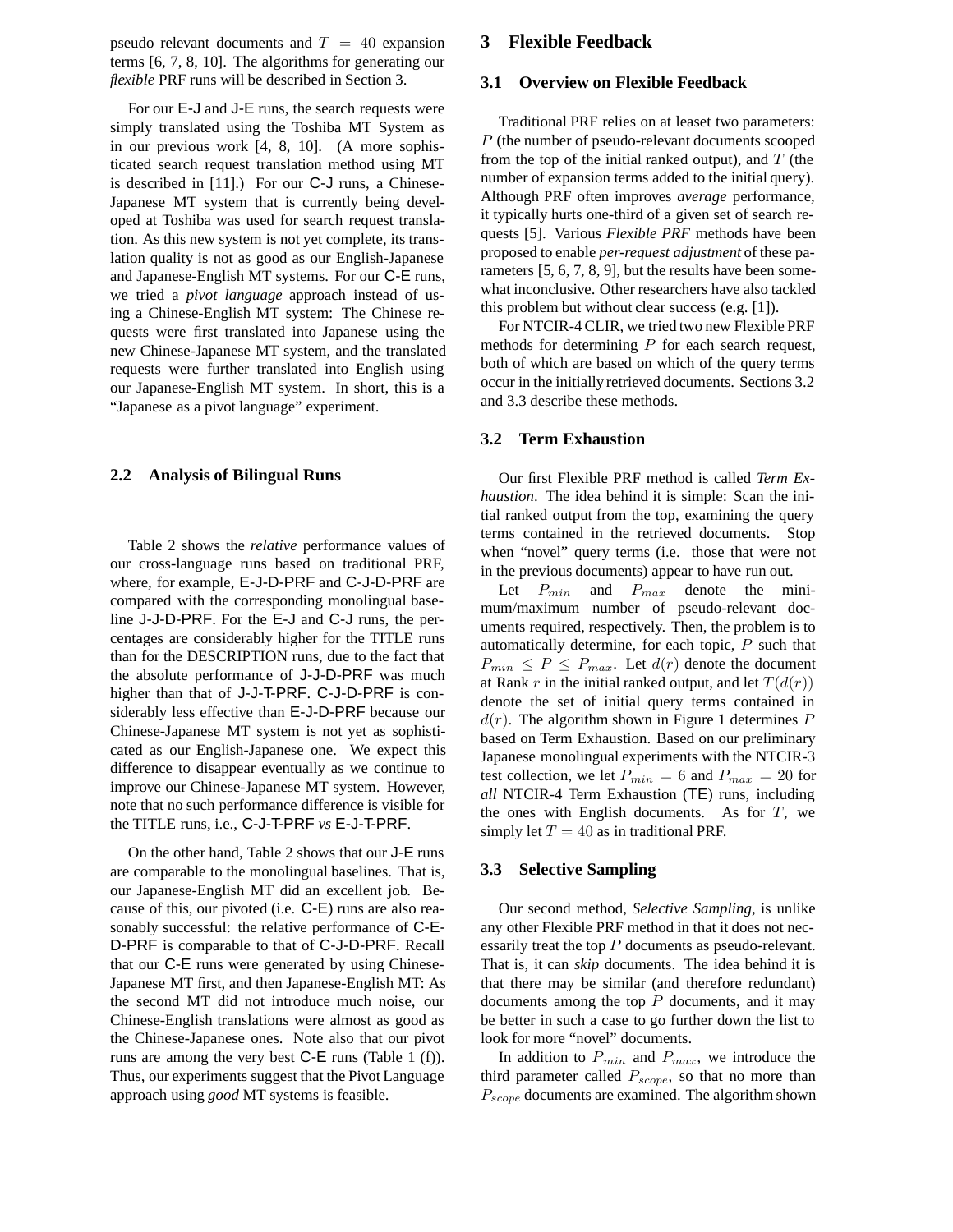pseudo relevant documents and $T = 40$ expansion terms [6, 7, 8, 10]. The algorithms for generating our *flexible* PRF runs will be described in Section 3.

For our E-J and J-E runs, the search requests were simply translated using the Toshiba MT System as in our previous work [4, 8, 10]. (A more sophisticated search request translation method using MT is described in [11].) For our C-J runs, a Chinese-Japanese MT system that is currently being developed at Toshiba was used for search request translation. As this new system is not yet complete, its translation quality is not as good as our English-Japanese and Japanese-English MT systems. For our C-E runs, we tried a *pivot language* approach instead of using a Chinese-English MT system: The Chinese requests were first translated into Japanese using the new Chinese-Japanese MT system, and the translated requests were further translated into English using our Japanese-English MT system. In short, this is a "Japanese as a pivot language" experiment.

### 2.2 Analysis of Bilingual Runs

Table 2 shows the *relative* performance values of our cross-language runs based on traditional PRF, where, for example, E-J-D-PRF and C-J-D-PRF are compared with the corresponding monolingual baseline J-J-D-PRF. For the E-J and C-J runs, the percentages are considerably higher for the TITLE runs than for the DESCRIPTION runs, due to the fact that the absolute performance of J-J-D-PRF was much higher than that of J-J-T-PRF. C-J-D-PRF is considerably less effective than E-J-D-PRF because our Chinese-Japanese MT system is not yet as sophisticated as our English-Japanese one. We expect this difference to disappear eventually as we continue to improve our Chinese-Japanese MT system. However, note that no such performance difference is visible for the TITLE runs, i.e., C-J-T-PRF *vs* E-J-T-PRF.

On the other hand, Table 2 shows that our J-E runs are comparable to the monolingual baselines. That is, our Japanese-English MT did an excellent job. Because of this, our pivoted (i.e. C-E) runs are also reasonably successful: the relative performance of C-E-D-PRF is comparable to that of C-J-D-PRF. Recall that our C-E runs were generated by using Chinese-Japanese MT first, and then Japanese-English MT: As the second MT did not introduce much noise, our Chinese-English translations were almost as good as the Chinese-Japanese ones. Note also that our pivot runs are among the very best C-E runs (Table 1 (f)). Thus, our experiments suggest that the Pivot Language approach using *good* MT systems is feasible.

## 3 Flexible Feedback

### 3.1 Overview on Flexible Feedback

Traditional PRF relies on at leaset two parameters: $P$ (the number of pseudo-relevant documents scooped from the top of the initial ranked output), and $T$ (the number of expansion terms added to the initial query). Although PRF often improves *average* performance, it typically hurts one-third of a given set of search requests [5]. Various *Flexible PRF* methods have been proposed to enable *per-request adjustment* of these parameters [5, 6, 7, 8, 9], but the results have been somewhat inconclusive. Other researchers have also tackled this problem but without clear success (e.g. [1]).

For NTCIR-4 CLIR, we tried two new Flexible PRF methods for determining $P$ for each search request, both of which are based on which of the query terms occur in the initially retrieved documents. Sections 3.2 and 3.3 describe these methods.

### 3.2 Term Exhaustion

Our first Flexible PRF method is called *Term Exhaustion*. The idea behind it is simple: Scan the initial ranked output from the top, examining the query terms contained in the retrieved documents. Stop when "novel" query terms (i.e. those that were not in the previous documents) appear to have run out.

Let $P_{min}$ and $P_{max}$ denote the minimum/maximum number of pseudo-relevant documents required, respectively. Then, the problem is to automatically determine, for each topic, $P$ such that $P_{min} \leq P \leq P_{max}$. Let $d(r)$ denote the document at Rank $r$ in the initial ranked output, and let $T(d(r))$ denote the set of initial query terms contained in $d(r)$. The algorithm shown in Figure 1 determines $P$ based on Term Exhaustion. Based on our preliminary Japanese monolingual experiments with the NTCIR-3 test collection, we let $P_{min} = 6$ and $P_{max} = 20$ for *all* NTCIR-4 Term Exhaustion (TE) runs, including the ones with English documents. As for $T$, we simply let $T = 40$ as in traditional PRF.

### 3.3 Selective Sampling

Our second method, *Selective Sampling*, is unlike any other Flexible PRF method in that it does not necessarily treat the top $P$ documents as pseudo-relevant. That is, it can *skip* documents. The idea behind it is that there may be similar (and therefore redundant) documents among the top $P$ documents, and it may be better in such a case to go further down the list to look for more "novel" documents.

In addition to $P_{min}$ and $P_{max}$, we introduce the third parameter called $P_{scope}$, so that no more than $P_{scope}$ documents are examined. The algorithm shown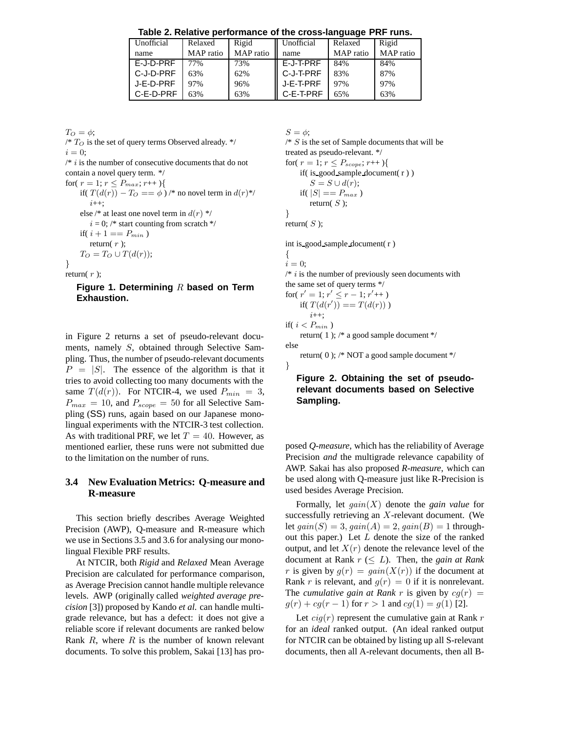**Table 2. Relative performance of the cross-language PRF runs.**

| Unofficial name | Relaxed MAP ratio | Rigid MAP ratio | Unofficial name | Relaxed MAP ratio | Rigid MAP ratio |
|---|---|---|---|---|---|
| E-J-D-PRF | 77% | 73% | E-J-T-PRF | 84% | 84% |
| C-J-D-PRF | 63% | 62% | C-J-T-PRF | 83% | 87% |
| J-E-D-PRF | 97% | 96% | J-E-T-PRF | 97% | 97% |
| C-E-D-PRF | 63% | 63% | C-E-T-PRF | 65% | 63% |

```
T_O = φ;
/* T_O is the set of query terms Observed already. */
i = 0;
/* i is the number of consecutive documents that do not
contain a novel query term. */
for( r = 1; r ≤ P_max; r++ ){
    if( T(d(r)) − T_O == φ ) /* no novel term in d(r)*/
        i++;
    else /* at least one novel term in d(r) */
        i = 0; /* start counting from scratch */
    if( i + 1 == P_min )
        return( r );
    T_O = T_O ∪ T(d(r));
}
return( r );
```

**Figure 1. Determining $R$ based on Term Exhaustion.**

```
S = φ;
/* S is the set of Sample documents that will be
treated as pseudo-relevant. */
for( r = 1; r ≤ P_scope; r++ ){
    if( is_good_sample_document( r ) )
        S = S ∪ d(r);
    if( |S| == P_max )
        return( S );
}
return( S );

int is_good_sample_document( r )
{
i = 0;
/* i is the number of previously seen documents with
the same set of query terms */
for( r' = 1; r' ≤ r − 1; r'++ )
    if( T(d(r')) == T(d(r)) )
        i++;
if( i < P_min )
    return( 1 ); /* a good sample document */
else
    return( 0 ); /* NOT a good sample document */
}
```

**Figure 2. Obtaining the set of pseudo-relevant documents based on Selective Sampling.**

in Figure 2 returns a set of pseudo-relevant documents, namely $S$, obtained through Selective Sampling. Thus, the number of pseudo-relevant documents $P = |S|$. The essence of the algorithm is that it tries to avoid collecting too many documents with the same $T(d(r))$. For NTCIR-4, we used $P_{min} = 3$, $P_{max} = 10$, and $P_{scope} = 50$ for all Selective Sampling (SS) runs, again based on our Japanese monolingual experiments with the NTCIR-3 test collection. As with traditional PRF, we let $T = 40$. However, as mentioned earlier, these runs were not submitted due to the limitation on the number of runs.

### 3.4 New Evaluation Metrics: Q-measure and R-measure

This section briefly describes Average Weighted Precision (AWP), Q-measure and R-measure which we use in Sections 3.5 and 3.6 for analysing our monolingual Flexible PRF results.

At NTCIR, both *Rigid* and *Relaxed* Mean Average Precision are calculated for performance comparison, as Average Precision cannot handle multiple relevance levels. AWP (originally called *weighted average precision* [3]) proposed by Kando *et al.* can handle multigrade relevance, but has a defect: it does not give a reliable score if relevant documents are ranked below Rank $R$, where $R$ is the number of known relevant documents. To solve this problem, Sakai [13] has proposed *Q-measure*, which has the reliability of Average Precision *and* the multigrade relevance capability of AWP. Sakai has also proposed *R-measure*, which can be used along with Q-measure just like R-Precision is used besides Average Precision.

Formally, let $gain(X)$ denote the *gain value* for successfully retrieving an $X$-relevant document. (We let $gain(S) = 3, gain(A) = 2, gain(B) = 1$ throughout this paper.) Let $L$ denote the size of the ranked output, and let $X(r)$ denote the relevance level of the document at Rank $r$ ($\leq L$). Then, the *gain at Rank* $r$ is given by $g(r) = gain(X(r))$ if the document at Rank $r$ is relevant, and $g(r) = 0$ if it is nonrelevant. The *cumulative gain at Rank* $r$ is given by $cg(r) = g(r) + cg(r-1)$ for $r > 1$ and $cg(1) = g(1)$ [2].

Let $cig(r)$ represent the cumulative gain at Rank $r$ for an *ideal* ranked output. (An ideal ranked output for NTCIR can be obtained by listing up all S-relevant documents, then all A-relevant documents, then all B-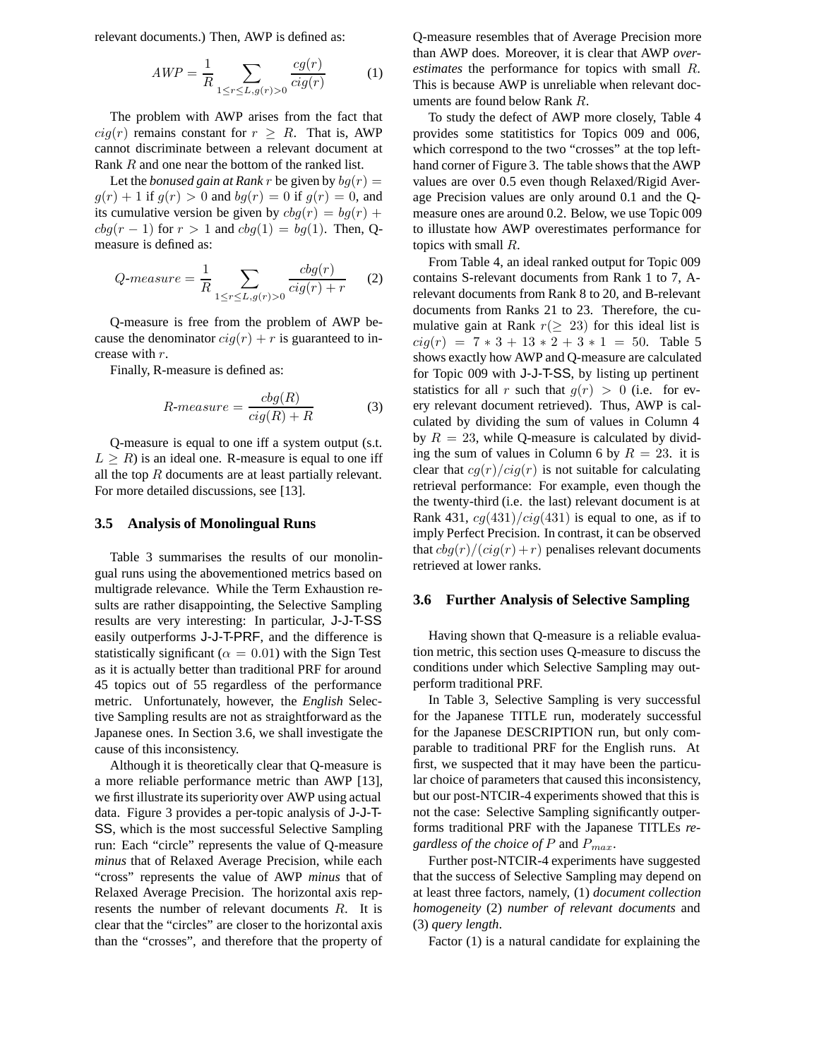relevant documents.) Then, AWP is defined as:

$$AWP = \frac{1}{R} \sum_{1 \le r \le L, g(r)>0} \frac{cg(r)}{cig(r)} \qquad (1)$$

The problem with AWP arises from the fact that $cig(r)$ remains constant for $r \ge R$. That is, AWP cannot discriminate between a relevant document at Rank $R$ and one near the bottom of the ranked list.

Let the *bonused gain at Rank* $r$ be given by $bg(r) = g(r) + 1$ if $g(r) > 0$ and $bg(r) = 0$ if $g(r) = 0$, and its cumulative version be given by $cbg(r) = bg(r) + cbg(r-1)$ for $r > 1$ and $cbg(1) = bg(1)$. Then, Q-measure is defined as:

$$Q\text{-}measure = \frac{1}{R} \sum_{1 \le r \le L, g(r)>0} \frac{cbg(r)}{cig(r) + r} \qquad (2)$$

Q-measure is free from the problem of AWP because the denominator $cig(r) + r$ is guaranteed to increase with $r$.

Finally, R-measure is defined as:

$$R\text{-}measure = \frac{cbg(R)}{cig(R) + R} \qquad (3)$$

Q-measure is equal to one iff a system output (s.t. $L \ge R$) is an ideal one. R-measure is equal to one iff all the top $R$ documents are at least partially relevant. For more detailed discussions, see [13].

### 3.5 Analysis of Monolingual Runs

Table 3 summarises the results of our monolingual runs using the abovementioned metrics based on multigrade relevance. While the Term Exhaustion results are rather disappointing, the Selective Sampling results are very interesting: In particular, J-J-T-SS easily outperforms J-J-T-PRF, and the difference is statistically significant ($\alpha = 0.01$) with the Sign Test as it is actually better than traditional PRF for around 45 topics out of 55 regardless of the performance metric. Unfortunately, however, the *English* Selective Sampling results are not as straightforward as the Japanese ones. In Section 3.6, we shall investigate the cause of this inconsistency.

Although it is theoretically clear that Q-measure is a more reliable performance metric than AWP [13], we first illustrate its superiority over AWP using actual data. Figure 3 provides a per-topic analysis of J-J-T-SS, which is the most successful Selective Sampling run: Each "circle" represents the value of Q-measure *minus* that of Relaxed Average Precision, while each "cross" represents the value of AWP *minus* that of Relaxed Average Precision. The horizontal axis represents the number of relevant documents $R$. It is clear that the "circles" are closer to the horizontal axis than the "crosses", and therefore that the property of Q-measure resembles that of Average Precision more than AWP does. Moreover, it is clear that AWP *overestimates* the performance for topics with small $R$. This is because AWP is unreliable when relevant documents are found below Rank $R$.

To study the defect of AWP more closely, Table 4 provides some statitistics for Topics 009 and 006, which correspond to the two "crosses" at the top left-hand corner of Figure 3. The table shows that the AWP values are over 0.5 even though Relaxed/Rigid Average Precision values are only around 0.1 and the Q-measure ones are around 0.2. Below, we use Topic 009 to illustate how AWP overestimates performance for topics with small $R$.

From Table 4, an ideal ranked output for Topic 009 contains S-relevant documents from Rank 1 to 7, A-relevant documents from Rank 8 to 20, and B-relevant documents from Ranks 21 to 23. Therefore, the cumulative gain at Rank $r (\ge 23)$ for this ideal list is $cig(r) = 7*3 + 13*2 + 3*1 = 50$. Table 5 shows exactly how AWP and Q-measure are calculated for Topic 009 with J-J-T-SS, by listing up pertinent statistics for all $r$ such that $g(r) > 0$ (i.e. for every relevant document retrieved). Thus, AWP is calculated by dividing the sum of values in Column 4 by $R = 23$, while Q-measure is calculated by dividing the sum of values in Column 6 by $R = 23$. it is clear that $cg(r)/cig(r)$ is not suitable for calculating retrieval performance: For example, even though the the twenty-third (i.e. the last) relevant document is at Rank 431, $cg(431)/cig(431)$ is equal to one, as if to imply Perfect Precision. In contrast, it can be observed that $cbg(r)/(cig(r)+r)$ penalises relevant documents retrieved at lower ranks.

### 3.6 Further Analysis of Selective Sampling

Having shown that Q-measure is a reliable evaluation metric, this section uses Q-measure to discuss the conditions under which Selective Sampling may outperform traditional PRF.

In Table 3, Selective Sampling is very successful for the Japanese TITLE run, moderately successful for the Japanese DESCRIPTION run, but only comparable to traditional PRF for the English runs. At first, we suspected that it may have been the particular choice of parameters that caused this inconsistency, but our post-NTCIR-4 experiments showed that this is not the case: Selective Sampling significantly outperforms traditional PRF with the Japanese TITLEs *regardless of the choice of* $P$ and $P_{max}$.

Further post-NTCIR-4 experiments have suggested that the success of Selective Sampling may depend on at least three factors, namely, (1) *document collection homogeneity* (2) *number of relevant documents* and (3) *query length*.

Factor (1) is a natural candidate for explaining the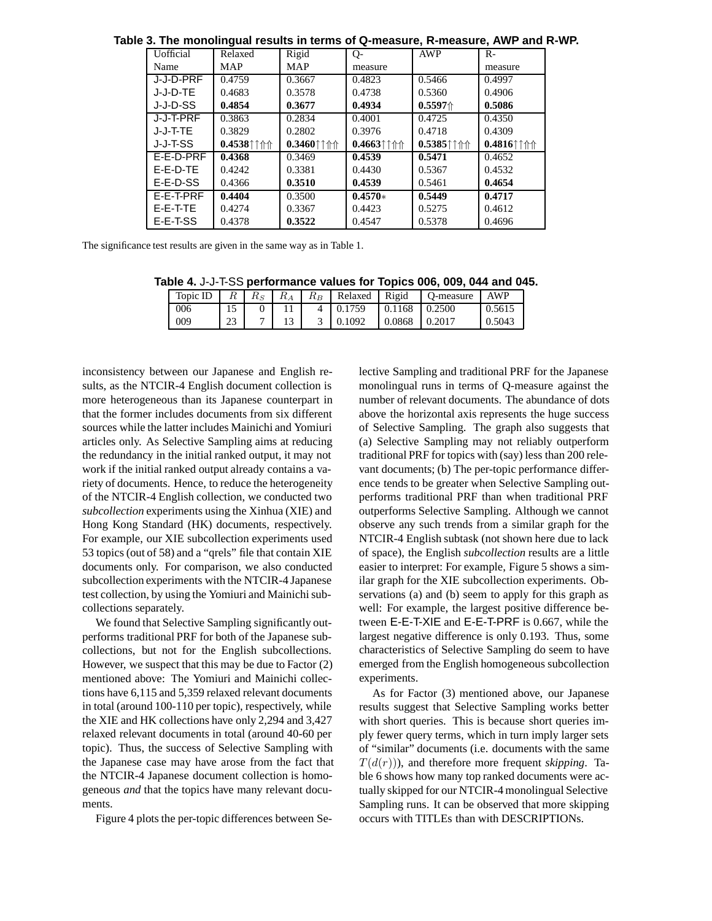**Table 3. The monolingual results in terms of Q-measure, R-measure, AWP and R-WP.**

| Uofficial Name | Relaxed MAP | Rigid MAP | Q-measure | AWP | R-measure |
|---|---|---|---|---|---|
| J-J-D-PRF | 0.4759 | 0.3667 | 0.4823 | 0.5466 | 0.4997 |
| J-J-D-TE | 0.4683 | 0.3578 | 0.4738 | 0.5360 | 0.4906 |
| J-J-D-SS | **0.4854** | **0.3677** | **0.4934** | **0.5597**⇑ | **0.5086** |
| J-J-T-PRF | 0.3863 | 0.2834 | 0.4001 | 0.4725 | 0.4350 |
| J-J-T-TE | 0.3829 | 0.2802 | 0.3976 | 0.4718 | 0.4309 |
| J-J-T-SS | **0.4538**↑↑⇑⇑ | **0.3460**↑↑⇑⇑ | **0.4663**↑↑⇑⇑ | **0.5385**↑↑⇑⇑ | **0.4816**↑↑⇑⇑ |
| E-E-D-PRF | **0.4368** | 0.3469 | **0.4539** | **0.5471** | 0.4652 |
| E-E-D-TE | 0.4242 | 0.3381 | 0.4430 | 0.5367 | 0.4532 |
| E-E-D-SS | 0.4366 | **0.3510** | **0.4539** | 0.5461 | **0.4654** |
| E-E-T-PRF | **0.4404** | 0.3500 | **0.4570**∗ | **0.5449** | **0.4717** |
| E-E-T-TE | 0.4274 | 0.3367 | 0.4423 | 0.5275 | 0.4612 |
| E-E-T-SS | 0.4378 | **0.3522** | 0.4547 | 0.5378 | 0.4696 |

The significance test results are given in the same way as in Table 1.

**Table 4.** J-J-T-SS **performance values for Topics 006, 009, 044 and 045.**

| Topic ID | $R$ | $R_S$ | $R_A$ | $R_B$ | Relaxed | Rigid | Q-measure | AWP |
|---|---|---|---|---|---|---|---|---|
| 006 | 15 | 0 | 11 | 4 | 0.1759 | 0.1168 | 0.2500 | 0.5615 |
| 009 | 23 | 7 | 13 | 3 | 0.1092 | 0.0868 | 0.2017 | 0.5043 |

inconsistency between our Japanese and English results, as the NTCIR-4 English document collection is more heterogeneous than its Japanese counterpart in that the former includes documents from six different sources while the latter includes Mainichi and Yomiuri articles only. As Selective Sampling aims at reducing the redundancy in the initial ranked output, it may not work if the initial ranked output already contains a variety of documents. Hence, to reduce the heterogeneity of the NTCIR-4 English collection, we conducted two *subcollection* experiments using the Xinhua (XIE) and Hong Kong Standard (HK) documents, respectively. For example, our XIE subcollection experiments used 53 topics (out of 58) and a "qrels" file that contain XIE documents only. For comparison, we also conducted subcollection experiments with the NTCIR-4 Japanese test collection, by using the Yomiuri and Mainichi subcollections separately.

We found that Selective Sampling significantly outperforms traditional PRF for both of the Japanese subcollections, but not for the English subcollections. However, we suspect that this may be due to Factor (2) mentioned above: The Yomiuri and Mainichi collections have 6,115 and 5,359 relaxed relevant documents in total (around 100-110 per topic), respectively, while the XIE and HK collections have only 2,294 and 3,427 relaxed relevant documents in total (around 40-60 per topic). Thus, the success of Selective Sampling with the Japanese case may have arose from the fact that the NTCIR-4 Japanese document collection is homogeneous *and* that the topics have many relevant documents.

Figure 4 plots the per-topic differences between Selective Sampling and traditional PRF for the Japanese monolingual runs in terms of Q-measure against the number of relevant documents. The abundance of dots above the horizontal axis represents the huge success of Selective Sampling. The graph also suggests that (a) Selective Sampling may not reliably outperform traditional PRF for topics with (say) less than 200 relevant documents; (b) The per-topic performance difference tends to be greater when Selective Sampling outperforms traditional PRF than when traditional PRF outperforms Selective Sampling. Although we cannot observe any such trends from a similar graph for the NTCIR-4 English subtask (not shown here due to lack of space), the English *subcollection* results are a little easier to interpret: For example, Figure 5 shows a similar graph for the XIE subcollection experiments. Observations (a) and (b) seem to apply for this graph as well: For example, the largest positive difference between E-E-T-XIE and E-E-T-PRF is 0.667, while the largest negative difference is only 0.193. Thus, some characteristics of Selective Sampling do seem to have emerged from the English homogeneous subcollection experiments.

As for Factor (3) mentioned above, our Japanese results suggest that Selective Sampling works better with short queries. This is because short queries imply fewer query terms, which in turn imply larger sets of "similar" documents (i.e. documents with the same $T(d(r))$), and therefore more frequent *skipping*. Table 6 shows how many top ranked documents were actually skipped for our NTCIR-4 monolingual Selective Sampling runs. It can be observed that more skipping occurs with TITLEs than with DESCRIPTIONs.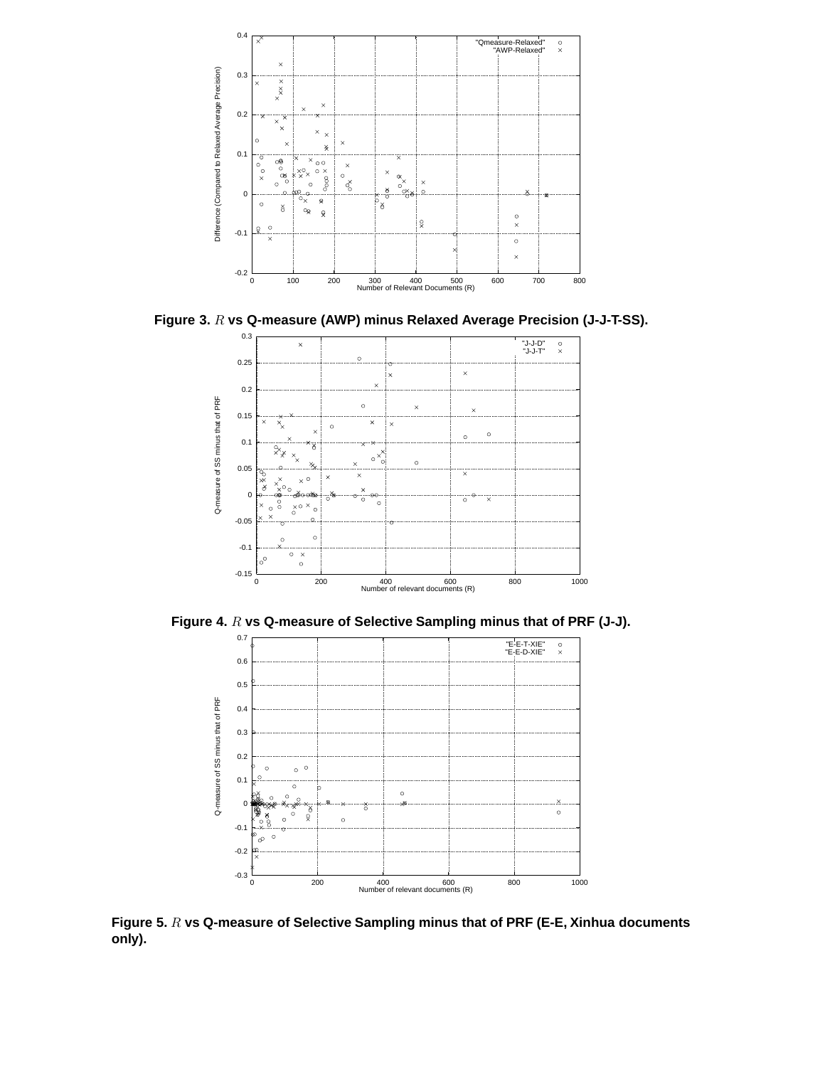**Figure 3.** $R$ **vs Q-measure (AWP) minus Relaxed Average Precision (J-J-T-SS).**

**Figure 4.** $R$ **vs Q-measure of Selective Sampling minus that of PRF (J-J).**

**Figure 5.** $R$ **vs Q-measure of Selective Sampling minus that of PRF (E-E, Xinhua documents only).**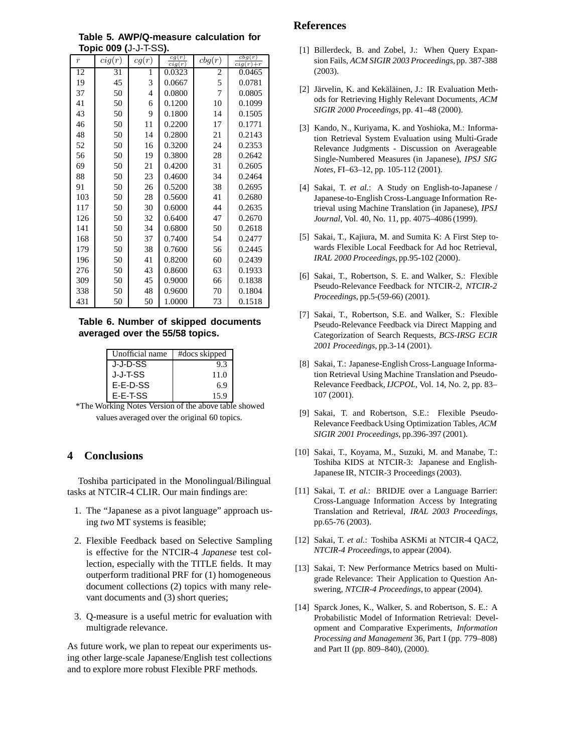**Table 5. AWP/Q-measure calculation for Topic 009 (J-J-T-SS).**

| $r$ | $cig(r)$ | $cg(r)$ | $\frac{cg(r)}{cig(r)}$ | $cbg(r)$ | $\frac{cbg(r)}{cig(r)+r}$ |
|---|---|---|---|---|---|
| 12 | 31 | 1 | 0.0323 | 2 | 0.0465 |
| 19 | 45 | 3 | 0.0667 | 5 | 0.0781 |
| 37 | 50 | 4 | 0.0800 | 7 | 0.0805 |
| 41 | 50 | 6 | 0.1200 | 10 | 0.1099 |
| 43 | 50 | 9 | 0.1800 | 14 | 0.1505 |
| 46 | 50 | 11 | 0.2200 | 17 | 0.1771 |
| 48 | 50 | 14 | 0.2800 | 21 | 0.2143 |
| 52 | 50 | 16 | 0.3200 | 24 | 0.2353 |
| 56 | 50 | 19 | 0.3800 | 28 | 0.2642 |
| 69 | 50 | 21 | 0.4200 | 31 | 0.2605 |
| 88 | 50 | 23 | 0.4600 | 34 | 0.2464 |
| 91 | 50 | 26 | 0.5200 | 38 | 0.2695 |
| 103 | 50 | 28 | 0.5600 | 41 | 0.2680 |
| 117 | 50 | 30 | 0.6000 | 44 | 0.2635 |
| 126 | 50 | 32 | 0.6400 | 47 | 0.2670 |
| 141 | 50 | 34 | 0.6800 | 50 | 0.2618 |
| 168 | 50 | 37 | 0.7400 | 54 | 0.2477 |
| 179 | 50 | 38 | 0.7600 | 56 | 0.2445 |
| 196 | 50 | 41 | 0.8200 | 60 | 0.2439 |
| 276 | 50 | 43 | 0.8600 | 63 | 0.1933 |
| 309 | 50 | 45 | 0.9000 | 66 | 0.1838 |
| 338 | 50 | 48 | 0.9600 | 70 | 0.1804 |
| 431 | 50 | 50 | 1.0000 | 73 | 0.1518 |

**Table 6. Number of skipped documents averaged over the 55/58 topics.**

| Unofficial name | #docs skipped |
|---|---|
| J-J-D-SS | 9.3 |
| J-J-T-SS | 11.0 |
| E-E-D-SS | 6.9 |
| E-E-T-SS | 15.9 |

*The Working Notes Version of the above table showed values averaged over the original 60 topics.

## 4 Conclusions

Toshiba participated in the Monolingual/Bilingual tasks at NTCIR-4 CLIR. Our main findings are:

1. The "Japanese as a pivot language" approach using *two* MT systems is feasible;
2. Flexible Feedback based on Selective Sampling is effective for the NTCIR-4 *Japanese* test collection, especially with the TITLE fields. It may outperform traditional PRF for (1) homogeneous document collections (2) topics with many relevant documents and (3) short queries;
3. Q-measure is a useful metric for evaluation with multigrade relevance.

As future work, we plan to repeat our experiments using other large-scale Japanese/English test collections and to explore more robust Flexible PRF methods.

## References

[1] Billerdeck, B. and Zobel, J.: When Query Expansion Fails, *ACM SIGIR 2003 Proceedings*, pp. 387-388 (2003).

[2] Järvelin, K. and Kekäläinen, J.: IR Evaluation Methods for Retrieving Highly Relevant Documents, *ACM SIGIR 2000 Proceedings*, pp. 41–48 (2000).

[3] Kando, N., Kuriyama, K. and Yoshioka, M.: Information Retrieval System Evaluation using Multi-Grade Relevance Judgments - Discussion on Averageable Single-Numbered Measures (in Japanese), *IPSJ SIG Notes*, FI–63–12, pp. 105-112 (2001).

[4] Sakai, T. *et al.*: A Study on English-to-Japanese / Japanese-to-English Cross-Language Information Retrieval using Machine Translation (in Japanese), *IPSJ Journal*, Vol. 40, No. 11, pp. 4075–4086 (1999).

[5] Sakai, T., Kajiura, M. and Sumita K: A First Step towards Flexible Local Feedback for Ad hoc Retrieval, *IRAL 2000 Proceedings*, pp.95-102 (2000).

[6] Sakai, T., Robertson, S. E. and Walker, S.: Flexible Pseudo-Relevance Feedback for NTCIR-2, *NTCIR-2 Proceedings*, pp.5-(59-66) (2001).

[7] Sakai, T., Robertson, S.E. and Walker, S.: Flexible Pseudo-Relevance Feedback via Direct Mapping and Categorization of Search Requests, *BCS-IRSG ECIR 2001 Proceedings*, pp.3-14 (2001).

[8] Sakai, T.: Japanese-English Cross-Language Information Retrieval Using Machine Translation and Pseudo-Relevance Feedback, *IJCPOL*, Vol. 14, No. 2, pp. 83–107 (2001).

[9] Sakai, T. and Robertson, S.E.: Flexible Pseudo-Relevance Feedback Using Optimization Tables, *ACM SIGIR 2001 Proceedings*, pp.396-397 (2001).

[10] Sakai, T., Koyama, M., Suzuki, M. and Manabe, T.: Toshiba KIDS at NTCIR-3: Japanese and English-Japanese IR, NTCIR-3 Proceedings (2003).

[11] Sakai, T. *et al.*: BRIDJE over a Language Barrier: Cross-Language Information Access by Integrating Translation and Retrieval, *IRAL 2003 Proceedings*, pp.65-76 (2003).

[12] Sakai, T. *et al.*: Toshiba ASKMi at NTCIR-4 QAC2, *NTCIR-4 Proceedings*, to appear (2004).

[13] Sakai, T: New Performance Metrics based on Multigrade Relevance: Their Application to Question Answering, *NTCIR-4 Proceedings*, to appear (2004).

[14] Sparck Jones, K., Walker, S. and Robertson, S. E.: A Probabilistic Model of Information Retrieval: Development and Comparative Experiments, *Information Processing and Management* 36, Part I (pp. 779–808) and Part II (pp. 809–840), (2000).